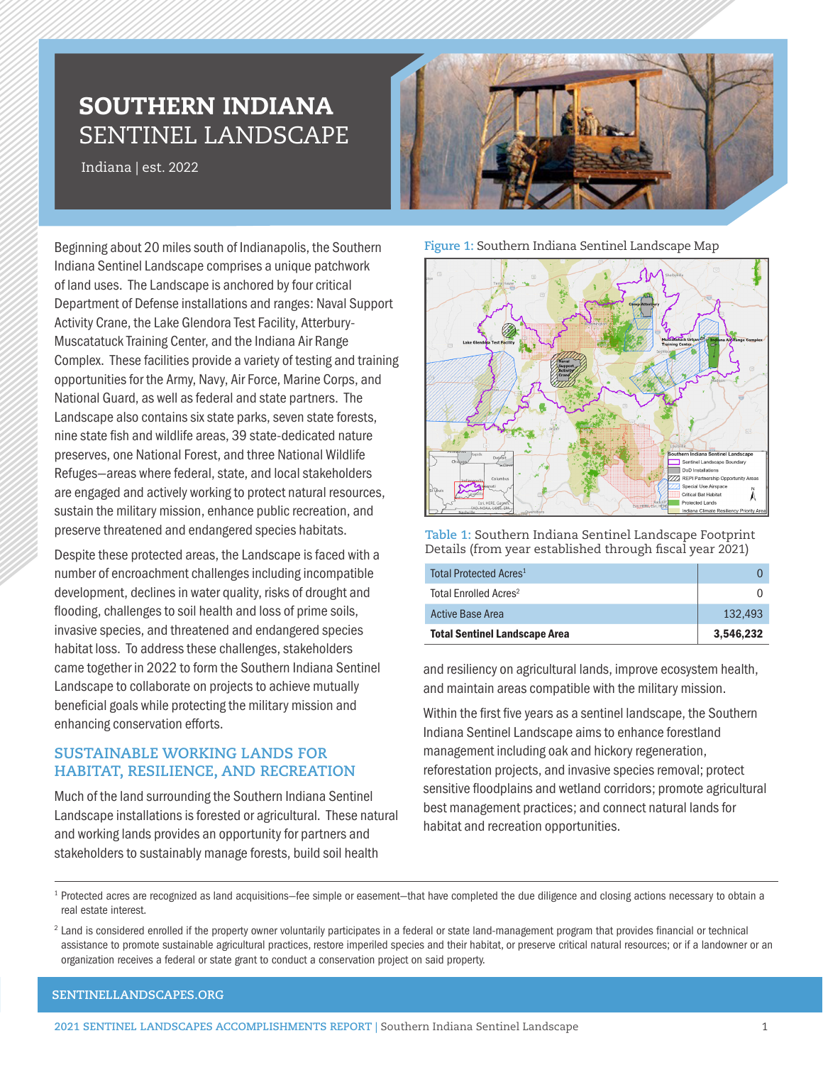# SOUTHERN INDIANA SENTINEL LANDSCAPE

Indiana | est. 2022

Beginning about 20 miles south of Indianapolis, the Southern Indiana Sentinel Landscape comprises a unique patchwork of land uses. The Landscape is anchored by four critical Department of Defense installations and ranges: Naval Support Activity Crane, the Lake Glendora Test Facility, Atterbury-Muscatatuck Training Center, and the Indiana Air Range Complex. These facilities provide a variety of testing and training opportunities for the Army, Navy, Air Force, Marine Corps, and National Guard, as well as federal and state partners. The Landscape also contains six state parks, seven state forests, nine state fish and wildlife areas, 39 state-dedicated nature preserves, one National Forest, and three National Wildlife Refuges—areas where federal, state, and local stakeholders are engaged and actively working to protect natural resources, sustain the military mission, enhance public recreation, and preserve threatened and endangered species habitats.

Despite these protected areas, the Landscape is faced with a number of encroachment challenges including incompatible development, declines in water quality, risks of drought and flooding, challenges to soil health and loss of prime soils, invasive species, and threatened and endangered species habitat loss. To address these challenges, stakeholders came together in 2022 to form the Southern Indiana Sentinel Landscape to collaborate on projects to achieve mutually beneficial goals while protecting the military mission and enhancing conservation efforts.

## SUSTAINABLE WORKING LANDS FOR HABITAT, RESILIENCE, AND RECREATION

Much of the land surrounding the Southern Indiana Sentinel Landscape installations is forested or agricultural. These natural and working lands provides an opportunity for partners and stakeholders to sustainably manage forests, build soil health and resiliency on agricultural lands, improve ecosystem health, and maintain areas compatible with the military mission.

Within the first five years as a sentinel landscape, the Southern Indiana Sentinel Landscape aims to enhance forestland management including oak and hickory regeneration, reforestation projects, and invasive species removal; protect sensitive floodplains and wetland corridors; promote agricultural best management practices; and connect natural lands for habitat and recreation opportunities.

**Figure 1:** Southern Indiana Sentinel Landscape Map

**Table 1:** Southern Indiana Sentinel Landscape Footprint Details (from year established through fiscal year 2021)

| | |
|---|---|
| Total Protected Acres[1] | 0 |
| Total Enrolled Acres[2] | 0 |
| Active Base Area | 132,493 |
| **Total Sentinel Landscape Area** | **3,546,232** |

[1] Protected acres are recognized as land acquisitions—fee simple or easement—that have completed the due diligence and closing actions necessary to obtain a real estate interest.

[2] Land is considered enrolled if the property owner voluntarily participates in a federal or state land-management program that provides financial or technical assistance to promote sustainable agricultural practices, restore imperiled species and their habitat, or preserve critical natural resources; or if a landowner or an organization receives a federal or state grant to conduct a conservation project on said property.

SENTINELLANDSCAPES.ORG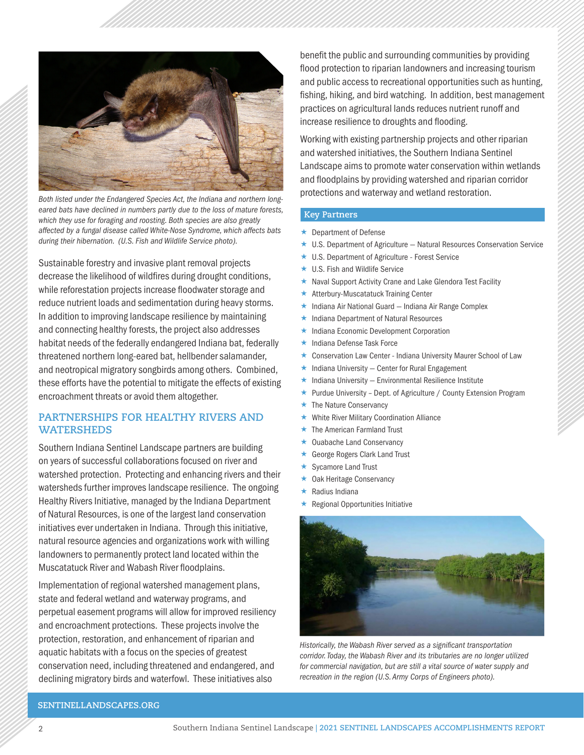*Both listed under the Endangered Species Act, the Indiana and northern long-eared bats have declined in numbers partly due to the loss of mature forests, which they use for foraging and roosting. Both species are also greatly affected by a fungal disease called White-Nose Syndrome, which affects bats during their hibernation. (U.S. Fish and Wildlife Service photo).*

Sustainable forestry and invasive plant removal projects decrease the likelihood of wildfires during drought conditions, while reforestation projects increase floodwater storage and reduce nutrient loads and sedimentation during heavy storms. In addition to improving landscape resilience by maintaining and connecting healthy forests, the project also addresses habitat needs of the federally endangered Indiana bat, federally threatened northern long-eared bat, hellbender salamander, and neotropical migratory songbirds among others. Combined, these efforts have the potential to mitigate the effects of existing encroachment threats or avoid them altogether.

## PARTNERSHIPS FOR HEALTHY RIVERS AND WATERSHEDS

Southern Indiana Sentinel Landscape partners are building on years of successful collaborations focused on river and watershed protection. Protecting and enhancing rivers and their watersheds further improves landscape resilience. The ongoing Healthy Rivers Initiative, managed by the Indiana Department of Natural Resources, is one of the largest land conservation initiatives ever undertaken in Indiana. Through this initiative, natural resource agencies and organizations work with willing landowners to permanently protect land located within the Muscatatuck River and Wabash River floodplains.

Implementation of regional watershed management plans, state and federal wetland and waterway programs, and perpetual easement programs will allow for improved resiliency and encroachment protections. These projects involve the protection, restoration, and enhancement of riparian and aquatic habitats with a focus on the species of greatest conservation need, including threatened and endangered, and declining migratory birds and waterfowl. These initiatives also benefit the public and surrounding communities by providing flood protection to riparian landowners and increasing tourism and public access to recreational opportunities such as hunting, fishing, hiking, and bird watching. In addition, best management practices on agricultural lands reduces nutrient runoff and increase resilience to droughts and flooding.

Working with existing partnership projects and other riparian and watershed initiatives, the Southern Indiana Sentinel Landscape aims to promote water conservation within wetlands and floodplains by providing watershed and riparian corridor protections and waterway and wetland restoration.

### Key Partners

- Department of Defense
- U.S. Department of Agriculture – Natural Resources Conservation Service
- U.S. Department of Agriculture - Forest Service
- U.S. Fish and Wildlife Service
- Naval Support Activity Crane and Lake Glendora Test Facility
- Atterbury-Muscatatuck Training Center
- Indiana Air National Guard – Indiana Air Range Complex
- Indiana Department of Natural Resources
- Indiana Economic Development Corporation
- Indiana Defense Task Force
- Conservation Law Center - Indiana University Maurer School of Law
- Indiana University – Center for Rural Engagement
- Indiana University – Environmental Resilience Institute
- Purdue University – Dept. of Agriculture / County Extension Program
- The Nature Conservancy
- White River Military Coordination Alliance
- The American Farmland Trust
- Ouabache Land Conservancy
- George Rogers Clark Land Trust
- Sycamore Land Trust
- Oak Heritage Conservancy
- Radius Indiana
- Regional Opportunities Initiative

*Historically, the Wabash River served as a significant transportation corridor. Today, the Wabash River and its tributaries are no longer utilized for commercial navigation, but are still a vital source of water supply and recreation in the region (U.S. Army Corps of Engineers photo).*

SENTINELLANDSCAPES.ORG